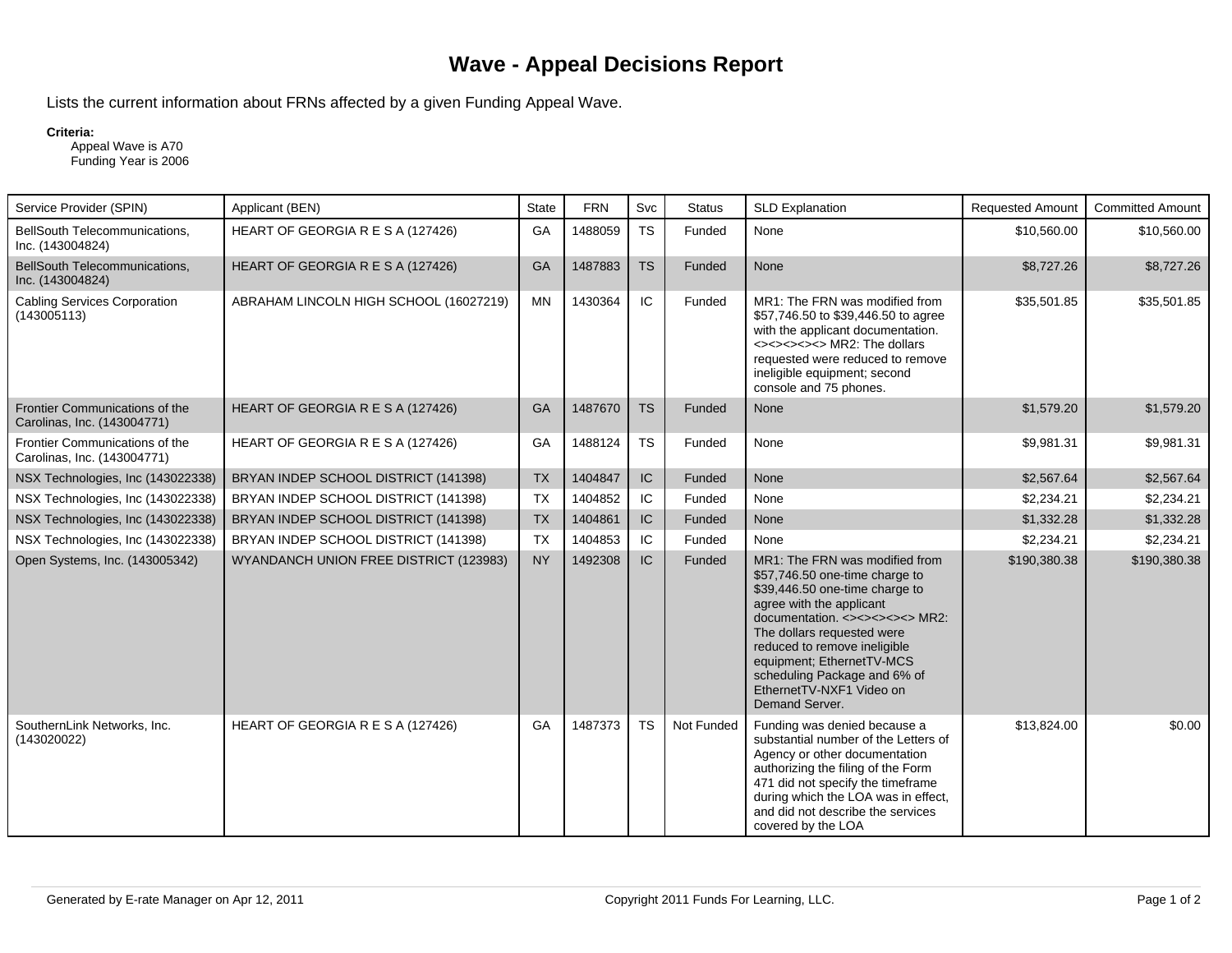# Wave - Appeal Decisions Report

Lists the current information about FRNs affected by a given Funding Appeal Wave.

**Criteria:**
Appeal Wave is A70
Funding Year is 2006

| Service Provider (SPIN) | Applicant (BEN) | State | FRN | Svc | Status | SLD Explanation | Requested Amount | Committed Amount |
|---|---|---|---|---|---|---|---|---|
| BellSouth Telecommunications, Inc. (143004824) | HEART OF GEORGIA R E S A (127426) | GA | 1488059 | TS | Funded | None | $10,560.00 | $10,560.00 |
| BellSouth Telecommunications, Inc. (143004824) | HEART OF GEORGIA R E S A (127426) | GA | 1487883 | TS | Funded | None | $8,727.26 | $8,727.26 |
| Cabling Services Corporation (143005113) | ABRAHAM LINCOLN HIGH SCHOOL (16027219) | MN | 1430364 | IC | Funded | MR1: The FRN was modified from $57,746.50 to $39,446.50 to agree with the applicant documentation. <><><><><> MR2: The dollars requested were reduced to remove ineligible equipment; second console and 75 phones. | $35,501.85 | $35,501.85 |
| Frontier Communications of the Carolinas, Inc. (143004771) | HEART OF GEORGIA R E S A (127426) | GA | 1487670 | TS | Funded | None | $1,579.20 | $1,579.20 |
| Frontier Communications of the Carolinas, Inc. (143004771) | HEART OF GEORGIA R E S A (127426) | GA | 1488124 | TS | Funded | None | $9,981.31 | $9,981.31 |
| NSX Technologies, Inc (143022338) | BRYAN INDEP SCHOOL DISTRICT (141398) | TX | 1404847 | IC | Funded | None | $2,567.64 | $2,567.64 |
| NSX Technologies, Inc (143022338) | BRYAN INDEP SCHOOL DISTRICT (141398) | TX | 1404852 | IC | Funded | None | $2,234.21 | $2,234.21 |
| NSX Technologies, Inc (143022338) | BRYAN INDEP SCHOOL DISTRICT (141398) | TX | 1404861 | IC | Funded | None | $1,332.28 | $1,332.28 |
| NSX Technologies, Inc (143022338) | BRYAN INDEP SCHOOL DISTRICT (141398) | TX | 1404853 | IC | Funded | None | $2,234.21 | $2,234.21 |
| Open Systems, Inc. (143005342) | WYANDANCH UNION FREE DISTRICT (123983) | NY | 1492308 | IC | Funded | MR1: The FRN was modified from $57,746.50 one-time charge to $39,446.50 one-time charge to agree with the applicant documentation. <><><><><> MR2: The dollars requested were reduced to remove ineligible equipment; EthernetTV-MCS scheduling Package and 6% of EthernetTV-NXF1 Video on Demand Server. | $190,380.38 | $190,380.38 |
| SouthernLink Networks, Inc. (143020022) | HEART OF GEORGIA R E S A (127426) | GA | 1487373 | TS | Not Funded | Funding was denied because a substantial number of the Letters of Agency or other documentation authorizing the filing of the Form 471 did not specify the timeframe during which the LOA was in effect, and did not describe the services covered by the LOA | $13,824.00 | $0.00 |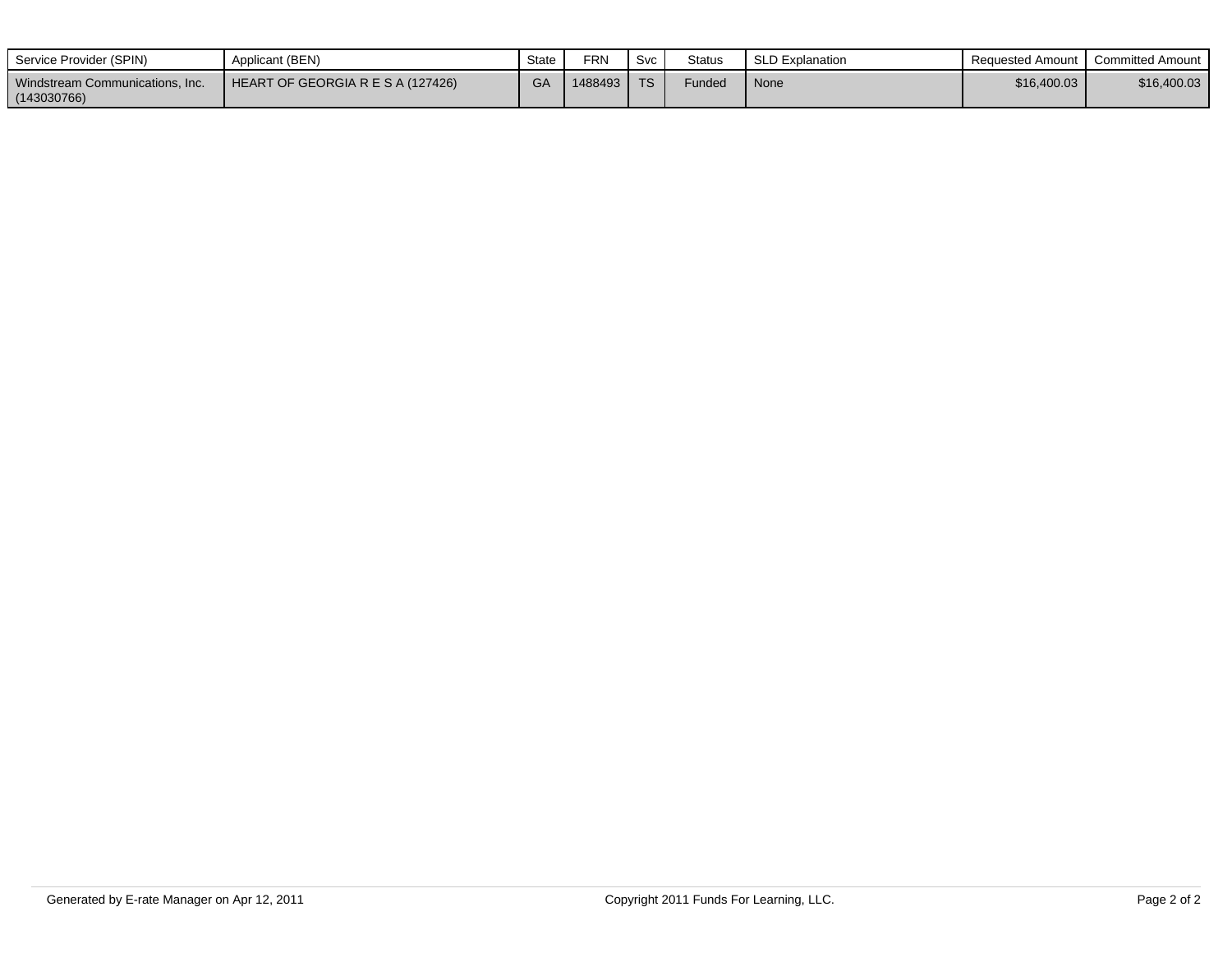| Service Provider (SPIN) | Applicant (BEN) | State | FRN | Svc | Status | SLD Explanation | Requested Amount | Committed Amount |
|---|---|---|---|---|---|---|---|---|
| Windstream Communications, Inc. (143030766) | HEART OF GEORGIA R E S A (127426) | GA | 1488493 | TS | Funded | None | $16,400.03 | $16,400.03 |

Generated by E-rate Manager on Apr 12, 2011

Copyright 2011 Funds For Learning, LLC.